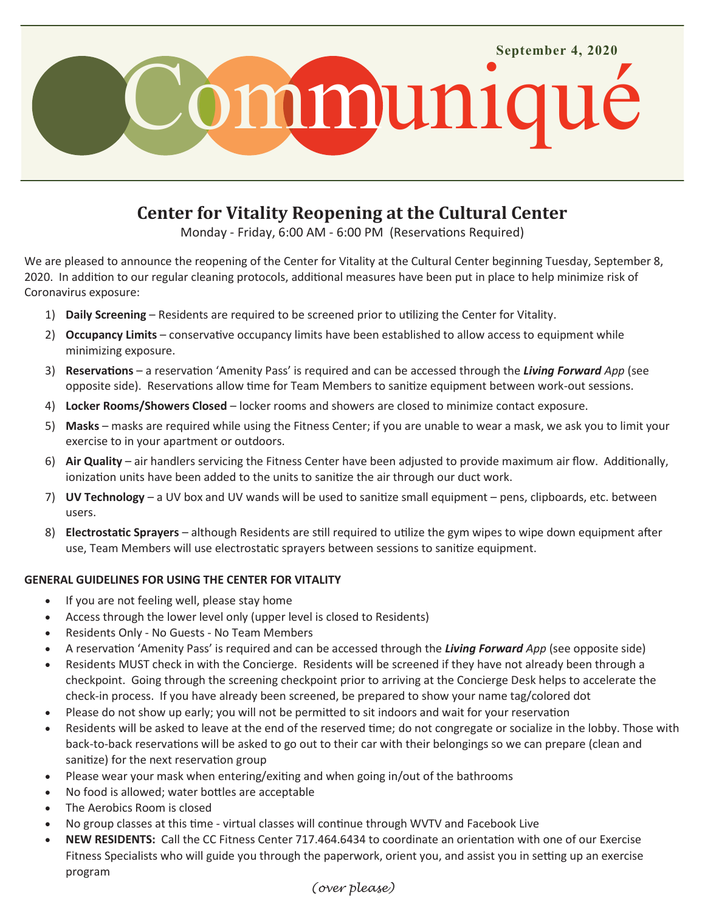September 4, 2020

# Communiqué

## Center for Vitality Reopening at the Cultural Center

Monday - Friday, 6:00 AM - 6:00 PM (Reservations Required)

We are pleased to announce the reopening of the Center for Vitality at the Cultural Center beginning Tuesday, September 8, 2020. In addition to our regular cleaning protocols, additional measures have been put in place to help minimize risk of Coronavirus exposure:

1) **Daily Screening** – Residents are required to be screened prior to utilizing the Center for Vitality.
2) **Occupancy Limits** – conservative occupancy limits have been established to allow access to equipment while minimizing exposure.
3) **Reservations** – a reservation 'Amenity Pass' is required and can be accessed through the ***Living Forward*** *App* (see opposite side). Reservations allow time for Team Members to sanitize equipment between work-out sessions.
4) **Locker Rooms/Showers Closed** – locker rooms and showers are closed to minimize contact exposure.
5) **Masks** – masks are required while using the Fitness Center; if you are unable to wear a mask, we ask you to limit your exercise to in your apartment or outdoors.
6) **Air Quality** – air handlers servicing the Fitness Center have been adjusted to provide maximum air flow. Additionally, ionization units have been added to the units to sanitize the air through our duct work.
7) **UV Technology** – a UV box and UV wands will be used to sanitize small equipment – pens, clipboards, etc. between users.
8) **Electrostatic Sprayers** – although Residents are still required to utilize the gym wipes to wipe down equipment after use, Team Members will use electrostatic sprayers between sessions to sanitize equipment.

**GENERAL GUIDELINES FOR USING THE CENTER FOR VITALITY**

- If you are not feeling well, please stay home
- Access through the lower level only (upper level is closed to Residents)
- Residents Only - No Guests - No Team Members
- A reservation 'Amenity Pass' is required and can be accessed through the ***Living Forward*** *App* (see opposite side)
- Residents MUST check in with the Concierge. Residents will be screened if they have not already been through a checkpoint. Going through the screening checkpoint prior to arriving at the Concierge Desk helps to accelerate the check-in process. If you have already been screened, be prepared to show your name tag/colored dot
- Please do not show up early; you will not be permitted to sit indoors and wait for your reservation
- Residents will be asked to leave at the end of the reserved time; do not congregate or socialize in the lobby. Those with back-to-back reservations will be asked to go out to their car with their belongings so we can prepare (clean and sanitize) for the next reservation group
- Please wear your mask when entering/exiting and when going in/out of the bathrooms
- No food is allowed; water bottles are acceptable
- The Aerobics Room is closed
- No group classes at this time - virtual classes will continue through WVTV and Facebook Live
- **NEW RESIDENTS:** Call the CC Fitness Center 717.464.6434 to coordinate an orientation with one of our Exercise Fitness Specialists who will guide you through the paperwork, orient you, and assist you in setting up an exercise program

*(over please)*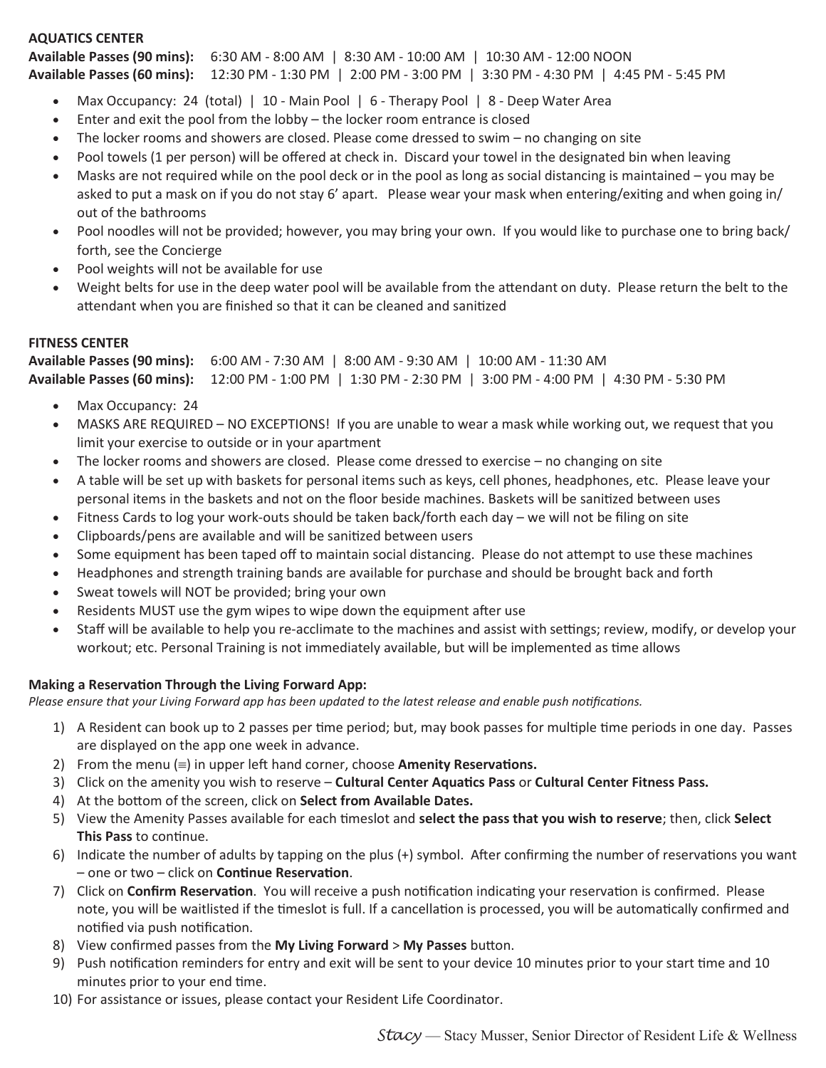**AQUATICS CENTER**

**Available Passes (90 mins):** 6:30 AM - 8:00 AM | 8:30 AM - 10:00 AM | 10:30 AM - 12:00 NOON
**Available Passes (60 mins):** 12:30 PM - 1:30 PM | 2:00 PM - 3:00 PM | 3:30 PM - 4:30 PM | 4:45 PM - 5:45 PM

- Max Occupancy: 24 (total) | 10 - Main Pool | 6 - Therapy Pool | 8 - Deep Water Area
- Enter and exit the pool from the lobby – the locker room entrance is closed
- The locker rooms and showers are closed. Please come dressed to swim – no changing on site
- Pool towels (1 per person) will be offered at check in. Discard your towel in the designated bin when leaving
- Masks are not required while on the pool deck or in the pool as long as social distancing is maintained – you may be asked to put a mask on if you do not stay 6' apart. Please wear your mask when entering/exiting and when going in/out of the bathrooms
- Pool noodles will not be provided; however, you may bring your own. If you would like to purchase one to bring back/forth, see the Concierge
- Pool weights will not be available for use
- Weight belts for use in the deep water pool will be available from the attendant on duty. Please return the belt to the attendant when you are finished so that it can be cleaned and sanitized

**FITNESS CENTER**

**Available Passes (90 mins):** 6:00 AM - 7:30 AM | 8:00 AM - 9:30 AM | 10:00 AM - 11:30 AM
**Available Passes (60 mins):** 12:00 PM - 1:00 PM | 1:30 PM - 2:30 PM | 3:00 PM - 4:00 PM | 4:30 PM - 5:30 PM

- Max Occupancy: 24
- MASKS ARE REQUIRED – NO EXCEPTIONS! If you are unable to wear a mask while working out, we request that you limit your exercise to outside or in your apartment
- The locker rooms and showers are closed. Please come dressed to exercise – no changing on site
- A table will be set up with baskets for personal items such as keys, cell phones, headphones, etc. Please leave your personal items in the baskets and not on the floor beside machines. Baskets will be sanitized between uses
- Fitness Cards to log your work-outs should be taken back/forth each day – we will not be filing on site
- Clipboards/pens are available and will be sanitized between users
- Some equipment has been taped off to maintain social distancing. Please do not attempt to use these machines
- Headphones and strength training bands are available for purchase and should be brought back and forth
- Sweat towels will NOT be provided; bring your own
- Residents MUST use the gym wipes to wipe down the equipment after use
- Staff will be available to help you re-acclimate to the machines and assist with settings; review, modify, or develop your workout; etc. Personal Training is not immediately available, but will be implemented as time allows

**Making a Reservation Through the Living Forward App:**

*Please ensure that your Living Forward app has been updated to the latest release and enable push notifications.*

1) A Resident can book up to 2 passes per time period; but, may book passes for multiple time periods in one day. Passes are displayed on the app one week in advance.
2) From the menu (≡) in upper left hand corner, choose **Amenity Reservations.**
3) Click on the amenity you wish to reserve – **Cultural Center Aquatics Pass** or **Cultural Center Fitness Pass.**
4) At the bottom of the screen, click on **Select from Available Dates.**
5) View the Amenity Passes available for each timeslot and **select the pass that you wish to reserve**; then, click **Select This Pass** to continue.
6) Indicate the number of adults by tapping on the plus (+) symbol. After confirming the number of reservations you want – one or two – click on **Continue Reservation**.
7) Click on **Confirm Reservation**. You will receive a push notification indicating your reservation is confirmed. Please note, you will be waitlisted if the timeslot is full. If a cancellation is processed, you will be automatically confirmed and notified via push notification.
8) View confirmed passes from the **My Living Forward** > **My Passes** button.
9) Push notification reminders for entry and exit will be sent to your device 10 minutes prior to your start time and 10 minutes prior to your end time.
10) For assistance or issues, please contact your Resident Life Coordinator.

*Stacy* — Stacy Musser, Senior Director of Resident Life & Wellness